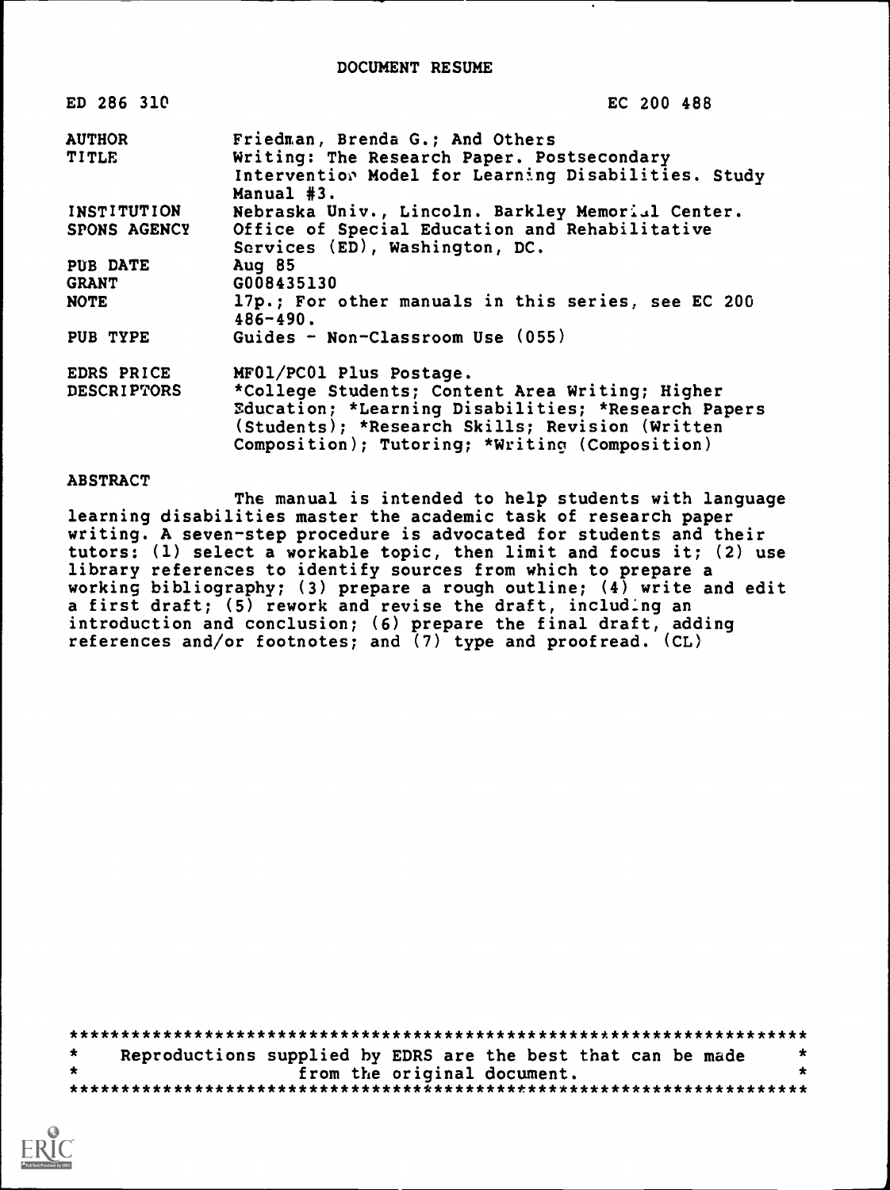DOCUMENT RESUME

| | |
|---|---|
| ED 286 310 | EC 200 488 |
| AUTHOR | Friedman, Brenda G.; And Others |
| TITLE | Writing: The Research Paper. Postsecondary Intervention Model for Learning Disabilities. Study Manual #3. |
| INSTITUTION | Nebraska Univ., Lincoln. Barkley Memorial Center. |
| SPONS AGENCY | Office of Special Education and Rehabilitative Services (ED), Washington, DC. |
| PUB DATE | Aug 85 |
| GRANT | G008435130 |
| NOTE | 17p.; For other manuals in this series, see EC 200 486-490. |
| PUB TYPE | Guides - Non-Classroom Use (055) |
| EDRS PRICE | MF01/PC01 Plus Postage. |
| DESCRIPTORS | *College Students; Content Area Writing; Higher Education; *Learning Disabilities; *Research Papers (Students); *Research Skills; Revision (Written Composition); Tutoring; *Writing (Composition) |

ABSTRACT

The manual is intended to help students with language learning disabilities master the academic task of research paper writing. A seven-step procedure is advocated for students and their tutors: (1) select a workable topic, then limit and focus it; (2) use library references to identify sources from which to prepare a working bibliography; (3) prepare a rough outline; (4) write and edit a first draft; (5) rework and revise the draft, including an introduction and conclusion; (6) prepare the final draft, adding references and/or footnotes; and (7) type and proofread. (CL)

***********************************************************************
* Reproductions supplied by EDRS are the best that can be made *
* from the original document. *
***********************************************************************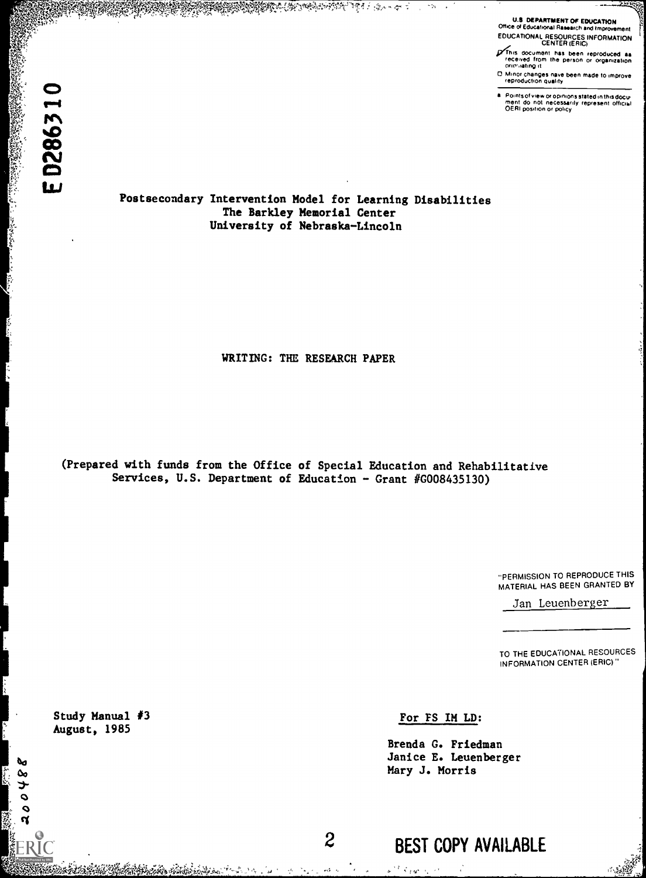U.S. DEPARTMENT OF EDUCATION
Office of Educational Research and Improvement
EDUCATIONAL RESOURCES INFORMATION CENTER (ERIC)

- This document has been reproduced as received from the person or organization originating it
- Minor changes have been made to improve reproduction quality
- Points of view or opinions stated in this document do not necessarily represent official OERI position or policy

ED286310

Postsecondary Intervention Model for Learning Disabilities
The Barkley Memorial Center
University of Nebraska-Lincoln

# WRITING: THE RESEARCH PAPER

(Prepared with funds from the Office of Special Education and Rehabilitative Services, U.S. Department of Education - Grant #G008435130)

"PERMISSION TO REPRODUCE THIS MATERIAL HAS BEEN GRANTED BY

Jan Leuenberger

TO THE EDUCATIONAL RESOURCES INFORMATION CENTER (ERIC)."

Study Manual #3
August, 1985

For PS IM LD:

Brenda G. Friedman
Janice E. Leuenberger
Mary J. Morris

200488

BEST COPY AVAILABLE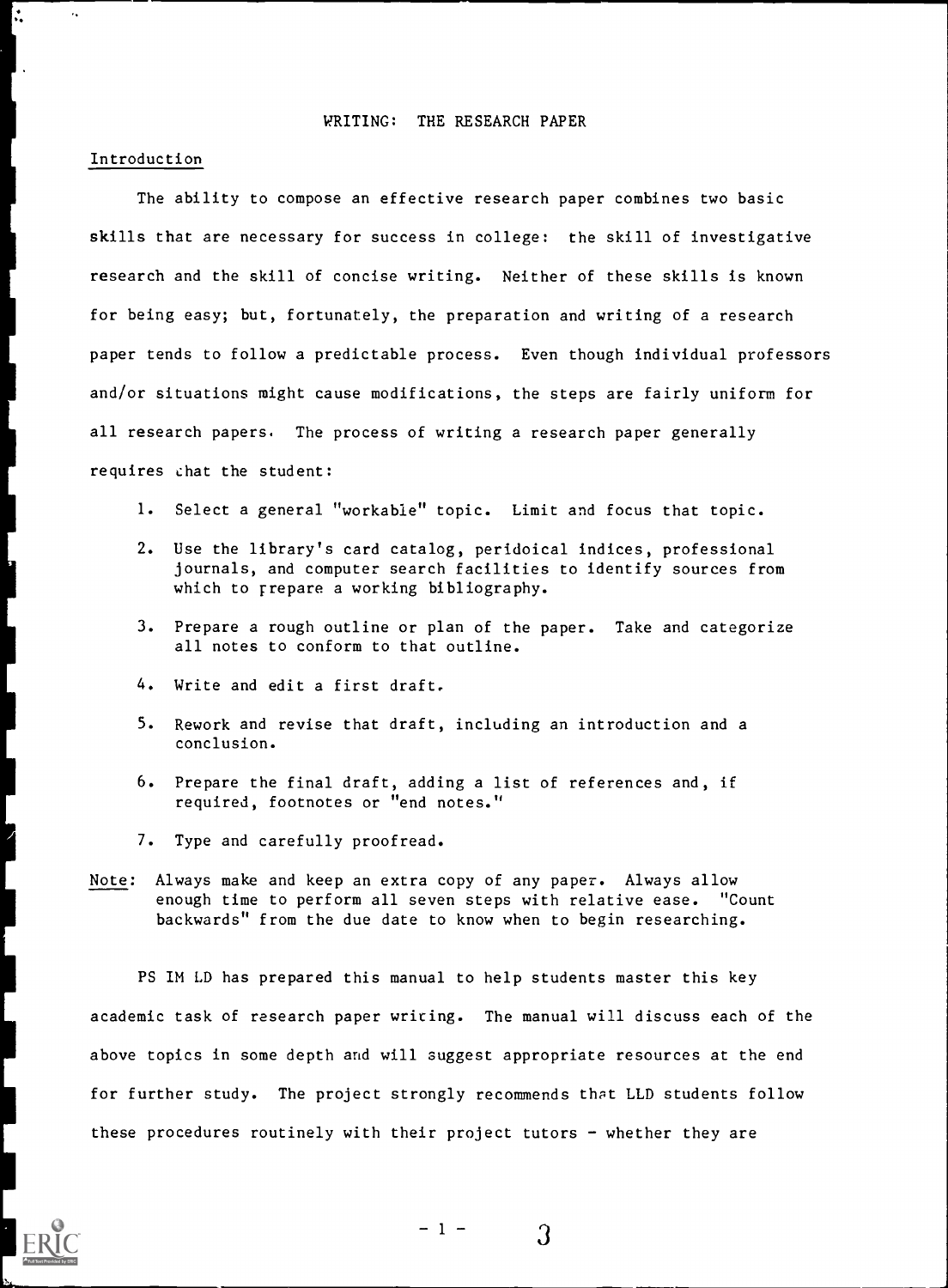# WRITING: THE RESEARCH PAPER

## Introduction

The ability to compose an effective research paper combines two basic skills that are necessary for success in college: the skill of investigative research and the skill of concise writing. Neither of these skills is known for being easy; but, fortunately, the preparation and writing of a research paper tends to follow a predictable process. Even though individual professors and/or situations might cause modifications, the steps are fairly uniform for all research papers. The process of writing a research paper generally requires that the student:

1. Select a general "workable" topic. Limit and focus that topic.
2. Use the library's card catalog, peridoical indices, professional journals, and computer search facilities to identify sources from which to prepare a working bibliography.
3. Prepare a rough outline or plan of the paper. Take and categorize all notes to conform to that outline.
4. Write and edit a first draft.
5. Rework and revise that draft, including an introduction and a conclusion.
6. Prepare the final draft, adding a list of references and, if required, footnotes or "end notes."
7. Type and carefully proofread.

Note: Always make and keep an extra copy of any paper. Always allow enough time to perform all seven steps with relative ease. "Count backwards" from the due date to know when to begin researching.

PS IM LD has prepared this manual to help students master this key academic task of research paper writing. The manual will discuss each of the above topics in some depth and will suggest appropriate resources at the end for further study. The project strongly recommends that LLD students follow these procedures routinely with their project tutors - whether they are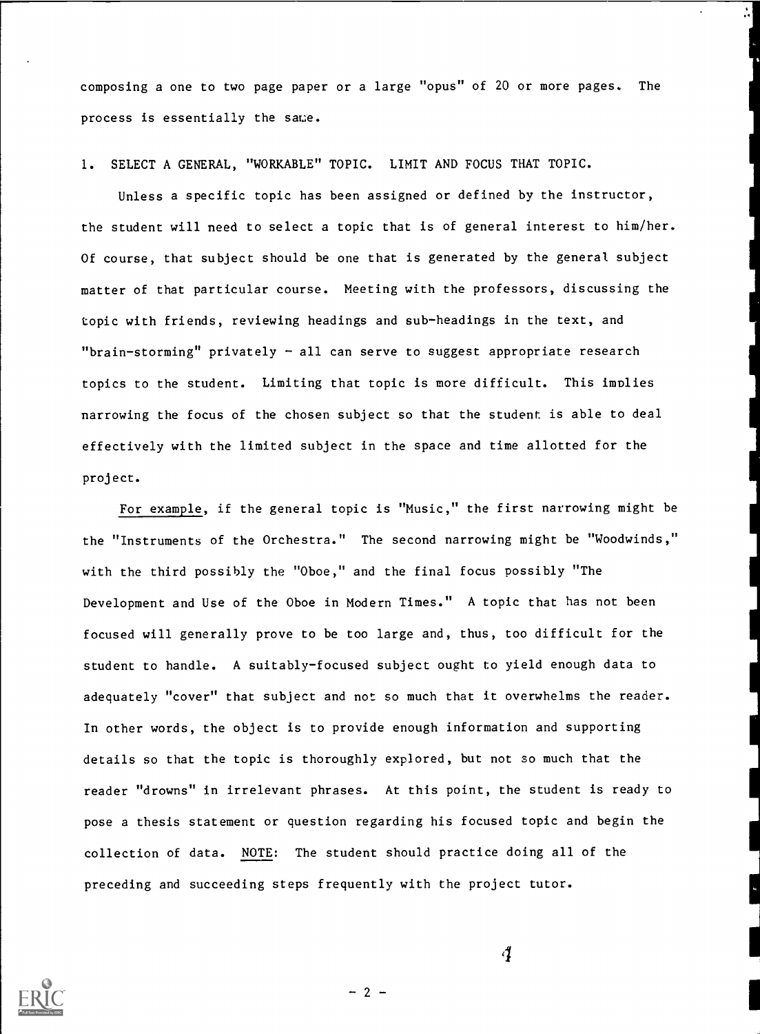composing a one to two page paper or a large "opus" of 20 or more pages. The process is essentially the same.

1. SELECT A GENERAL, "WORKABLE" TOPIC. LIMIT AND FOCUS THAT TOPIC.

Unless a specific topic has been assigned or defined by the instructor, the student will need to select a topic that is of general interest to him/her. Of course, that subject should be one that is generated by the general subject matter of that particular course. Meeting with the professors, discussing the topic with friends, reviewing headings and sub-headings in the text, and "brain-storming" privately - all can serve to suggest appropriate research topics to the student. Limiting that topic is more difficult. This implies narrowing the focus of the chosen subject so that the student is able to deal effectively with the limited subject in the space and time allotted for the project.

For example, if the general topic is "Music," the first narrowing might be the "Instruments of the Orchestra." The second narrowing might be "Woodwinds," with the third possibly the "Oboe," and the final focus possibly "The Development and Use of the Oboe in Modern Times." A topic that has not been focused will generally prove to be too large and, thus, too difficult for the student to handle. A suitably-focused subject ought to yield enough data to adequately "cover" that subject and not so much that it overwhelms the reader. In other words, the object is to provide enough information and supporting details so that the topic is thoroughly explored, but not so much that the reader "drowns" in irrelevant phrases. At this point, the student is ready to pose a thesis statement or question regarding his focused topic and begin the collection of data. NOTE: The student should practice doing all of the preceding and succeeding steps frequently with the project tutor.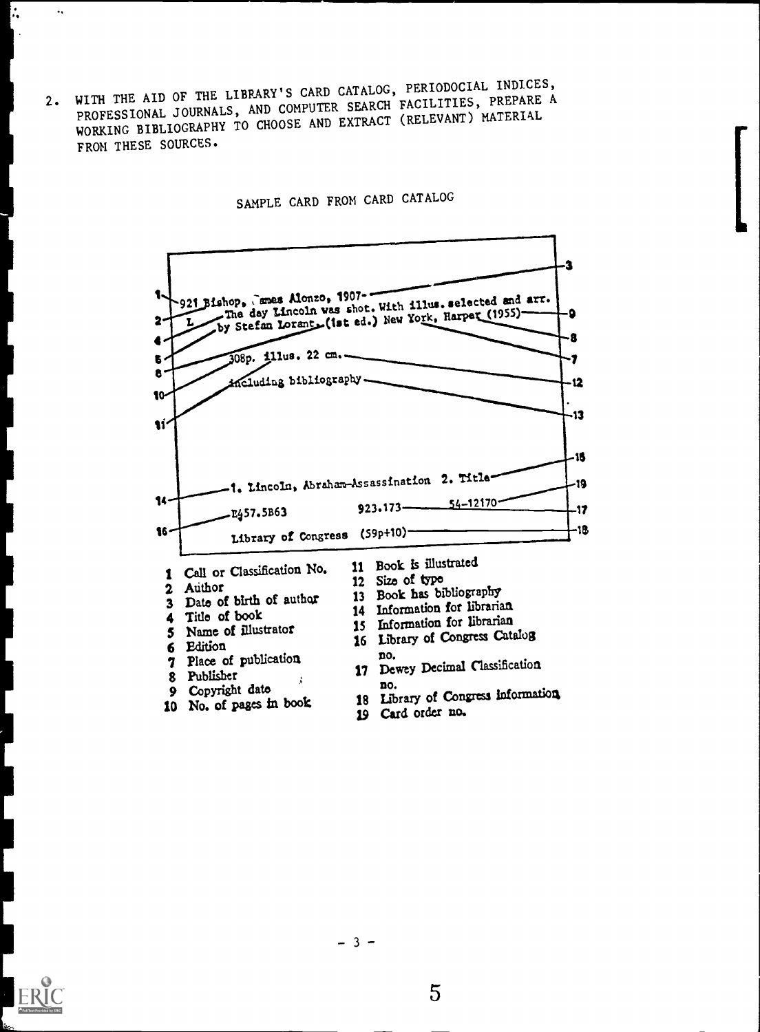2. WITH THE AID OF THE LIBRARY'S CARD CATALOG, PERIODOCIAL INDICES, PROFESSIONAL JOURNALS, AND COMPUTER SEARCH FACILITIES, PREPARE A WORKING BIBLIOGRAPHY TO CHOOSE AND EXTRACT (RELEVANT) MATERIAL FROM THESE SOURCES.

SAMPLE CARD FROM CARD CATALOG

```
921 Bishop, James Alonzo, 1907-
 L    The day Lincoln was shot. With illus. selected and arr.
      by Stefan Lorant. (1st ed.) New York, Harper (1955)

      308p. illus. 22 cm.

      Including bibliography

      1. Lincoln, Abraham--Assassination  2. Title

      E457.5B63            923.173        54-12170

      Library of Congress  (59p+10)
```

1 Call or Classification No.
2 Author
3 Date of birth of author
4 Title of book
5 Name of illustrator
6 Edition
7 Place of publication
8 Publisher
9 Copyright date
10 No. of pages in book
11 Book is illustrated
12 Size of type
13 Book has bibliography
14 Information for librarian
15 Information for librarian
16 Library of Congress Catalog no.
17 Dewey Decimal Classification no.
18 Library of Congress information
19 Card order no.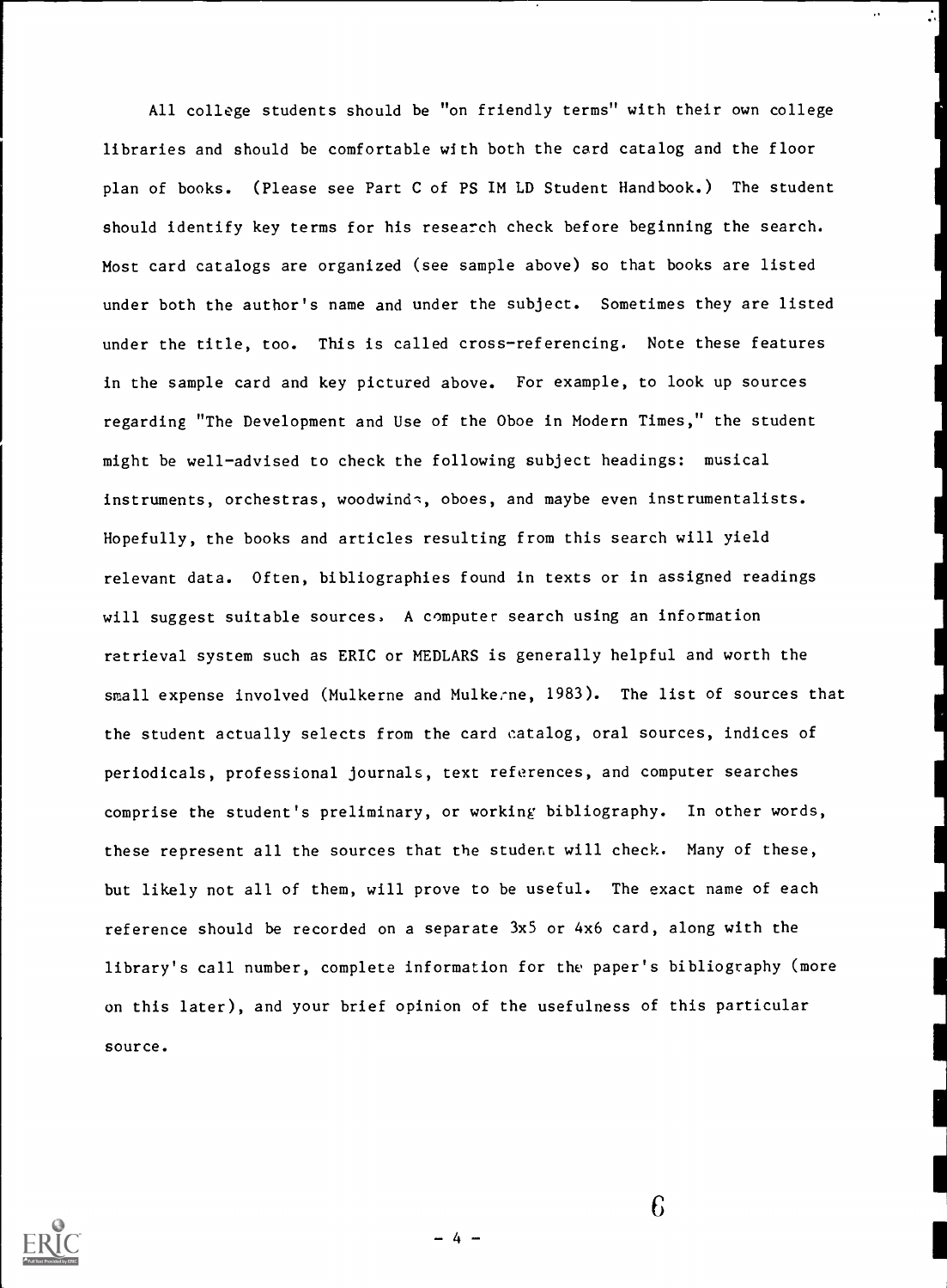All college students should be "on friendly terms" with their own college libraries and should be comfortable with both the card catalog and the floor plan of books. (Please see Part C of PS IM LD Student Handbook.) The student should identify key terms for his research check before beginning the search. Most card catalogs are organized (see sample above) so that books are listed under both the author's name and under the subject. Sometimes they are listed under the title, too. This is called cross-referencing. Note these features in the sample card and key pictured above. For example, to look up sources regarding "The Development and Use of the Oboe in Modern Times," the student might be well-advised to check the following subject headings: musical instruments, orchestras, woodwinds, oboes, and maybe even instrumentalists. Hopefully, the books and articles resulting from this search will yield relevant data. Often, bibliographies found in texts or in assigned readings will suggest suitable sources. A computer search using an information retrieval system such as ERIC or MEDLARS is generally helpful and worth the small expense involved (Mulkerne and Mulkerne, 1983). The list of sources that the student actually selects from the card catalog, oral sources, indices of periodicals, professional journals, text references, and computer searches comprise the student's preliminary, or working bibliography. In other words, these represent all the sources that the student will check. Many of these, but likely not all of them, will prove to be useful. The exact name of each reference should be recorded on a separate 3x5 or 4x6 card, along with the library's call number, complete information for the paper's bibliography (more on this later), and your brief opinion of the usefulness of this particular source.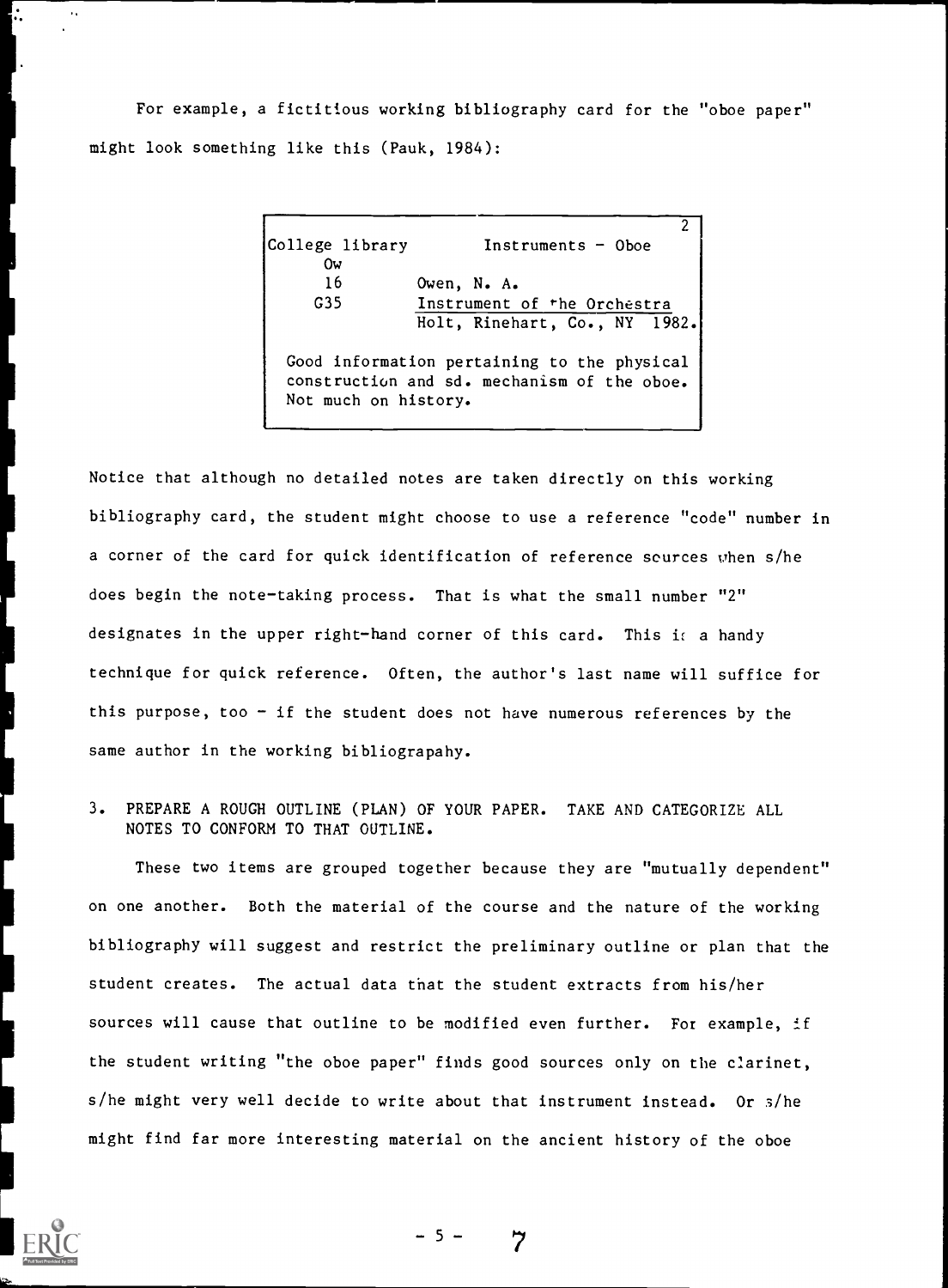For example, a fictitious working bibliography card for the "oboe paper" might look something like this (Pauk, 1984):

```
                                                      2
College library        Instruments - Oboe
     Ow
     16          Owen, N. A.
     G35         Instrument of the Orchestra
                 Holt, Rinehart, Co., NY  1982.

  Good information pertaining to the physical
  construction and sd. mechanism of the oboe.
  Not much on history.
```

Notice that although no detailed notes are taken directly on this working bibliography card, the student might choose to use a reference "code" number in a corner of the card for quick identification of reference sources when s/he does begin the note-taking process. That is what the small number "2" designates in the upper right-hand corner of this card. This is a handy technique for quick reference. Often, the author's last name will suffice for this purpose, too - if the student does not have numerous references by the same author in the working bibliograpahy.

3. PREPARE A ROUGH OUTLINE (PLAN) OF YOUR PAPER. TAKE AND CATEGORIZE ALL NOTES TO CONFORM TO THAT OUTLINE.

These two items are grouped together because they are "mutually dependent" on one another. Both the material of the course and the nature of the working bibliography will suggest and restrict the preliminary outline or plan that the student creates. The actual data that the student extracts from his/her sources will cause that outline to be modified even further. For example, if the student writing "the oboe paper" finds good sources only on the clarinet, s/he might very well decide to write about that instrument instead. Or s/he might find far more interesting material on the ancient history of the oboe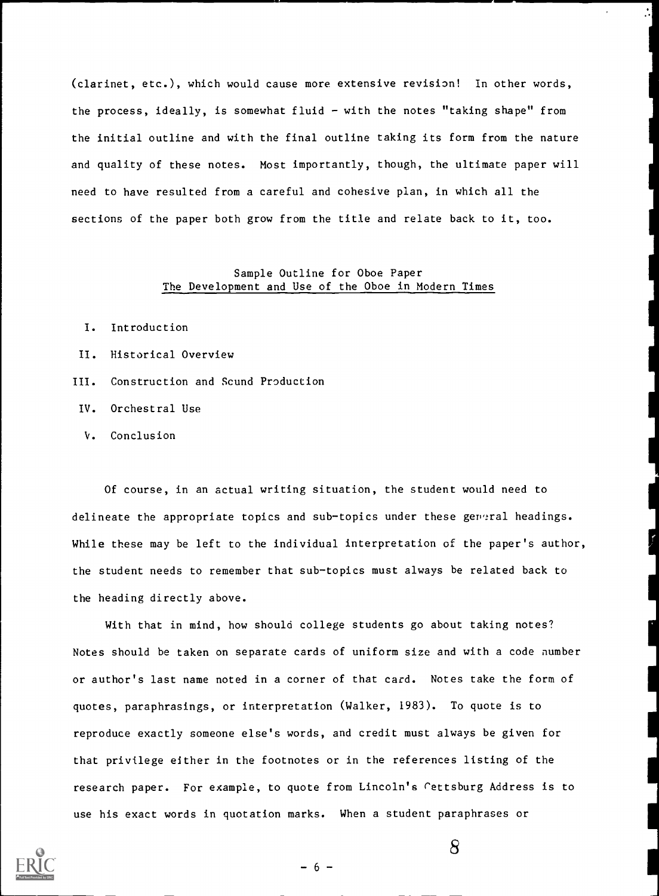(clarinet, etc.), which would cause more extensive revision! In other words, the process, ideally, is somewhat fluid - with the notes "taking shape" from the initial outline and with the final outline taking its form from the nature and quality of these notes. Most importantly, though, the ultimate paper will need to have resulted from a careful and cohesive plan, in which all the sections of the paper both grow from the title and relate back to it, too.

Sample Outline for Oboe Paper
The Development and Use of the Oboe in Modern Times

I. Introduction

II. Historical Overview

III. Construction and Sound Production

IV. Orchestral Use

V. Conclusion

Of course, in an actual writing situation, the student would need to delineate the appropriate topics and sub-topics under these general headings. While these may be left to the individual interpretation of the paper's author, the student needs to remember that sub-topics must always be related back to the heading directly above.

With that in mind, how should college students go about taking notes? Notes should be taken on separate cards of uniform size and with a code number or author's last name noted in a corner of that card. Notes take the form of quotes, paraphrasings, or interpretation (Walker, 1983). To quote is to reproduce exactly someone else's words, and credit must always be given for that privilege either in the footnotes or in the references listing of the research paper. For example, to quote from Lincoln's Gettsburg Address is to use his exact words in quotation marks. When a student paraphrases or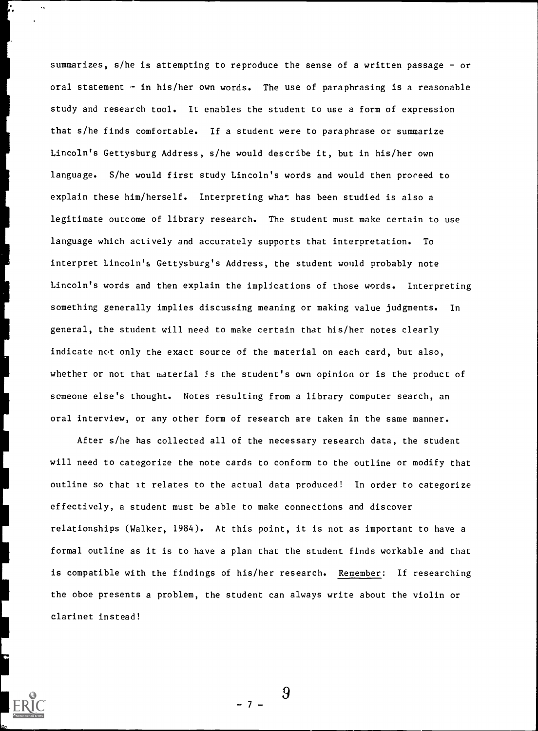summarizes, s/he is attempting to reproduce the sense of a written passage - or oral statement - in his/her own words. The use of paraphrasing is a reasonable study and research tool. It enables the student to use a form of expression that s/he finds comfortable. If a student were to paraphrase or summarize Lincoln's Gettysburg Address, s/he would describe it, but in his/her own language. S/he would first study Lincoln's words and would then proceed to explain these him/herself. Interpreting what has been studied is also a legitimate outcome of library research. The student must make certain to use language which actively and accurately supports that interpretation. To interpret Lincoln's Gettysburg's Address, the student would probably note Lincoln's words and then explain the implications of those words. Interpreting something generally implies discussing meaning or making value judgments. In general, the student will need to make certain that his/her notes clearly indicate not only the exact source of the material on each card, but also, whether or not that material is the student's own opinion or is the product of someone else's thought. Notes resulting from a library computer search, an oral interview, or any other form of research are taken in the same manner.

After s/he has collected all of the necessary research data, the student will need to categorize the note cards to conform to the outline or modify that outline so that it relates to the actual data produced! In order to categorize effectively, a student must be able to make connections and discover relationships (Walker, 1984). At this point, it is not as important to have a formal outline as it is to have a plan that the student finds workable and that is compatible with the findings of his/her research. Remember: If researching the oboe presents a problem, the student can always write about the violin or clarinet instead!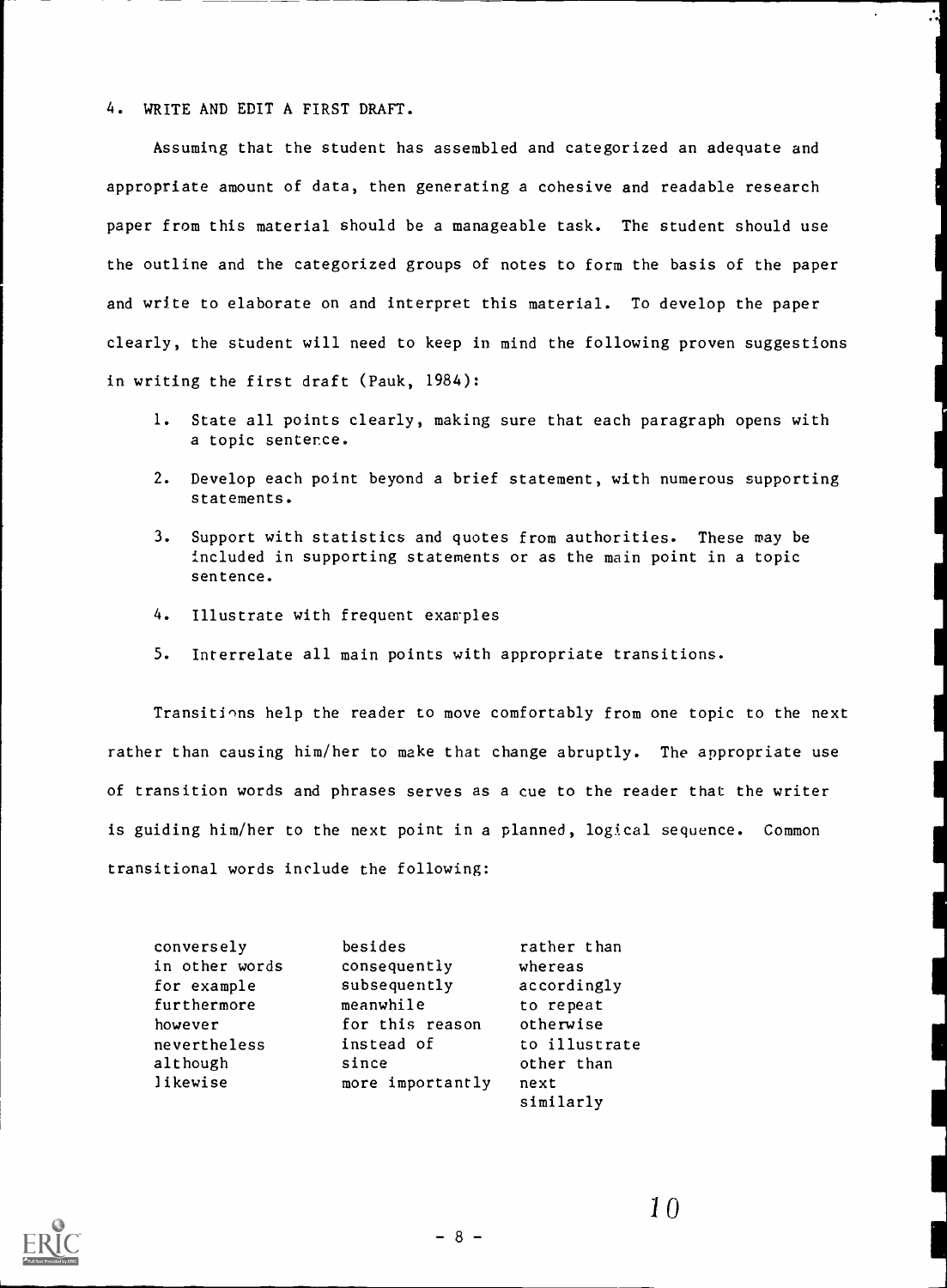4. WRITE AND EDIT A FIRST DRAFT.

Assuming that the student has assembled and categorized an adequate and appropriate amount of data, then generating a cohesive and readable research paper from this material should be a manageable task. The student should use the outline and the categorized groups of notes to form the basis of the paper and write to elaborate on and interpret this material. To develop the paper clearly, the student will need to keep in mind the following proven suggestions in writing the first draft (Pauk, 1984):

1. State all points clearly, making sure that each paragraph opens with a topic sentence.
2. Develop each point beyond a brief statement, with numerous supporting statements.
3. Support with statistics and quotes from authorities. These may be included in supporting statements or as the main point in a topic sentence.
4. Illustrate with frequent examples
5. Interrelate all main points with appropriate transitions.

Transitions help the reader to move comfortably from one topic to the next rather than causing him/her to make that change abruptly. The appropriate use of transition words and phrases serves as a cue to the reader that the writer is guiding him/her to the next point in a planned, logical sequence. Common transitional words include the following:

| | | |
|---|---|---|
| conversely | besides | rather than |
| in other words | consequently | whereas |
| for example | subsequently | accordingly |
| furthermore | meanwhile | to repeat |
| however | for this reason | otherwise |
| nevertheless | instead of | to illustrate |
| although | since | other than |
| likewise | more importantly | next |
| | | similarly |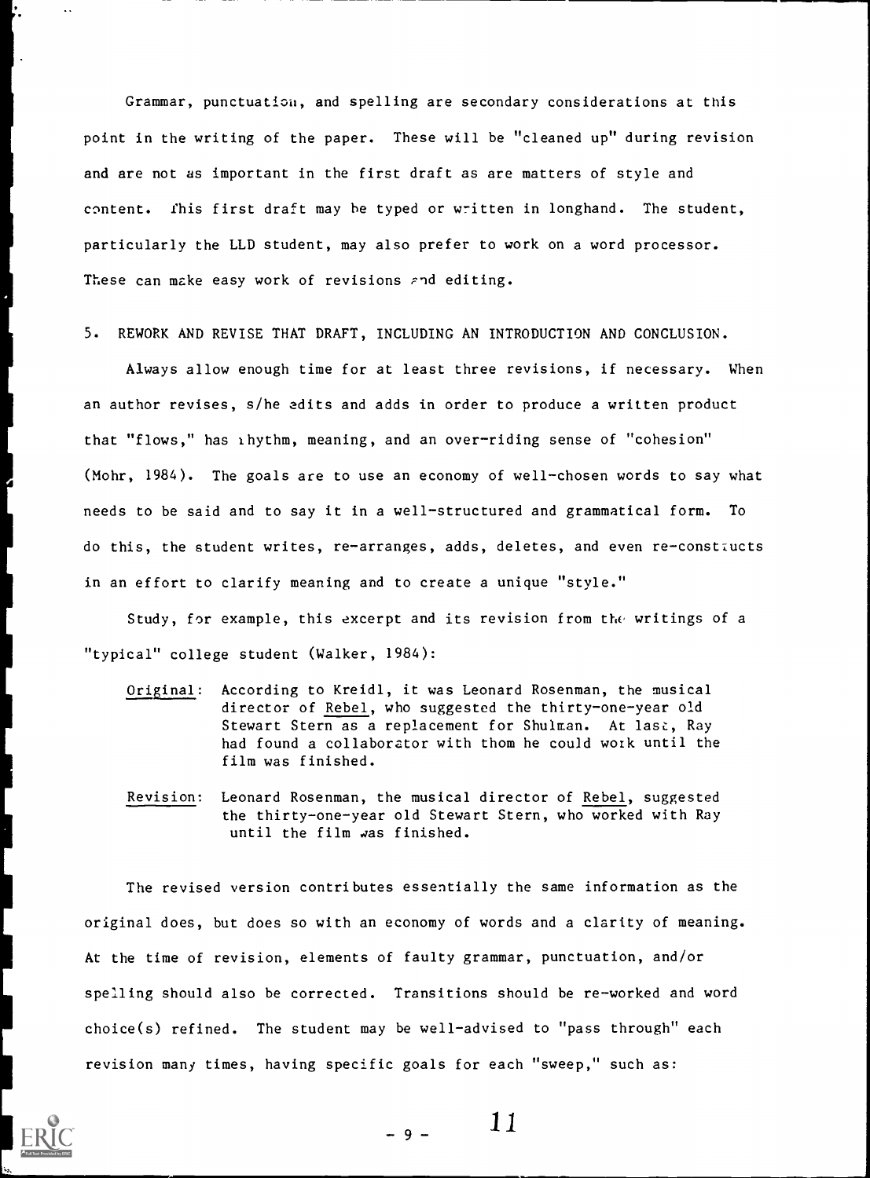Grammar, punctuation, and spelling are secondary considerations at this point in the writing of the paper. These will be "cleaned up" during revision and are not as important in the first draft as are matters of style and content. This first draft may be typed or written in longhand. The student, particularly the LLD student, may also prefer to work on a word processor. These can make easy work of revisions and editing.

5. REWORK AND REVISE THAT DRAFT, INCLUDING AN INTRODUCTION AND CONCLUSION.

Always allow enough time for at least three revisions, if necessary. When an author revises, s/he edits and adds in order to produce a written product that "flows," has rhythm, meaning, and an over-riding sense of "cohesion" (Mohr, 1984). The goals are to use an economy of well-chosen words to say what needs to be said and to say it in a well-structured and grammatical form. To do this, the student writes, re-arranges, adds, deletes, and even re-constructs in an effort to clarify meaning and to create a unique "style."

Study, for example, this excerpt and its revision from the writings of a "typical" college student (Walker, 1984):

> Original: According to Kreidl, it was Leonard Rosenman, the musical director of Rebel, who suggested the thirty-one-year old Stewart Stern as a replacement for Shulman. At last, Ray had found a collaborator with thom he could work until the film was finished.
>
> Revision: Leonard Rosenman, the musical director of Rebel, suggested the thirty-one-year old Stewart Stern, who worked with Ray until the film was finished.

The revised version contributes essentially the same information as the original does, but does so with an economy of words and a clarity of meaning. At the time of revision, elements of faulty grammar, punctuation, and/or spelling should also be corrected. Transitions should be re-worked and word choice(s) refined. The student may be well-advised to "pass through" each revision many times, having specific goals for each "sweep," such as: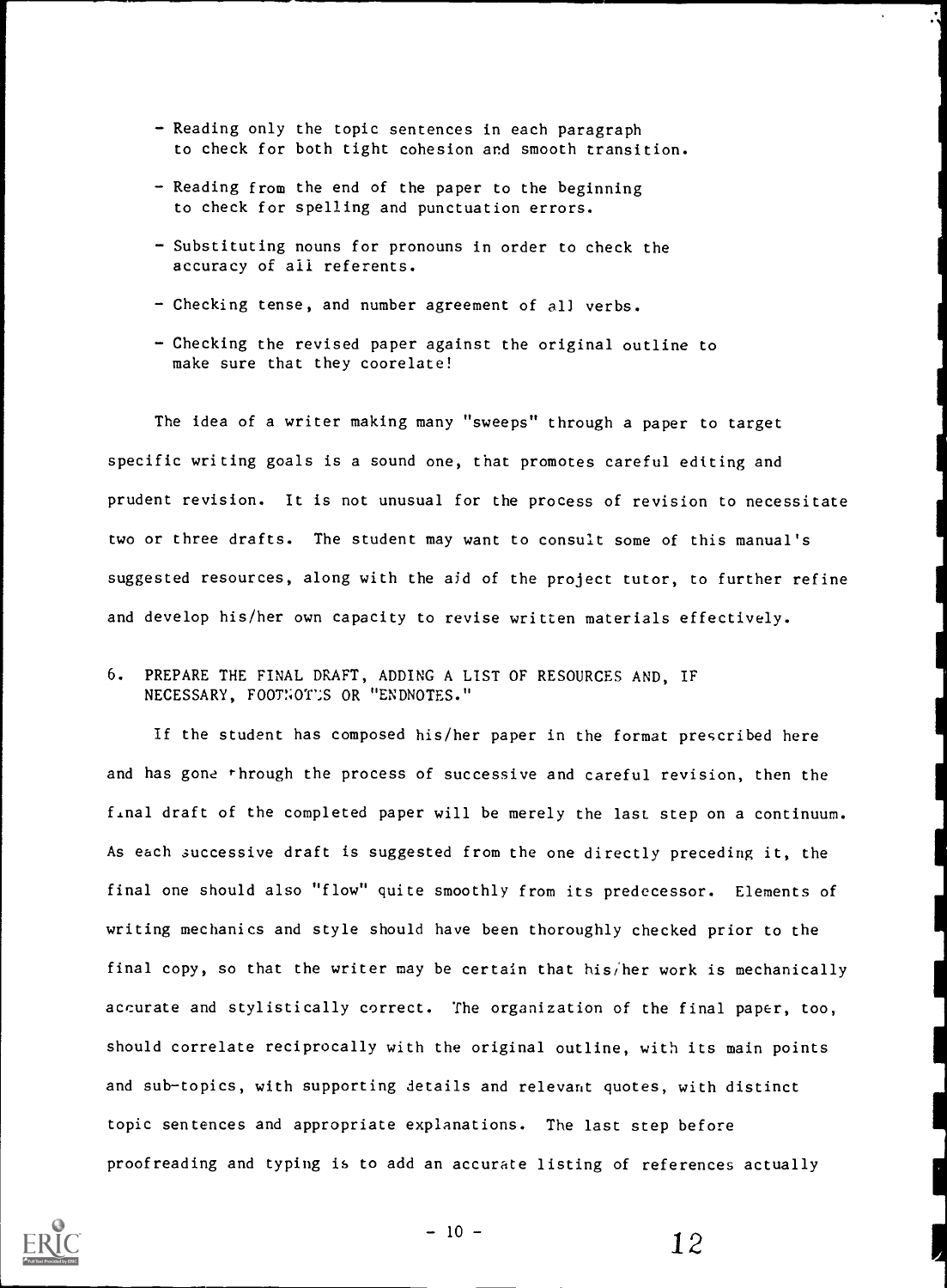- Reading only the topic sentences in each paragraph to check for both tight cohesion and smooth transition.
- Reading from the end of the paper to the beginning to check for spelling and punctuation errors.
- Substituting nouns for pronouns in order to check the accuracy of all referents.
- Checking tense, and number agreement of all verbs.
- Checking the revised paper against the original outline to make sure that they coorelate!

The idea of a writer making many "sweeps" through a paper to target specific writing goals is a sound one, that promotes careful editing and prudent revision. It is not unusual for the process of revision to necessitate two or three drafts. The student may want to consult some of this manual's suggested resources, along with the aid of the project tutor, to further refine and develop his/her own capacity to revise written materials effectively.

6. PREPARE THE FINAL DRAFT, ADDING A LIST OF RESOURCES AND, IF NECESSARY, FOOTNOTES OR "ENDNOTES."

If the student has composed his/her paper in the format prescribed here and has gone through the process of successive and careful revision, then the final draft of the completed paper will be merely the last step on a continuum. As each successive draft is suggested from the one directly preceding it, the final one should also "flow" quite smoothly from its predecessor. Elements of writing mechanics and style should have been thoroughly checked prior to the final copy, so that the writer may be certain that his/her work is mechanically accurate and stylistically correct. The organization of the final paper, too, should correlate reciprocally with the original outline, with its main points and sub-topics, with supporting details and relevant quotes, with distinct topic sentences and appropriate explanations. The last step before proofreading and typing is to add an accurate listing of references actually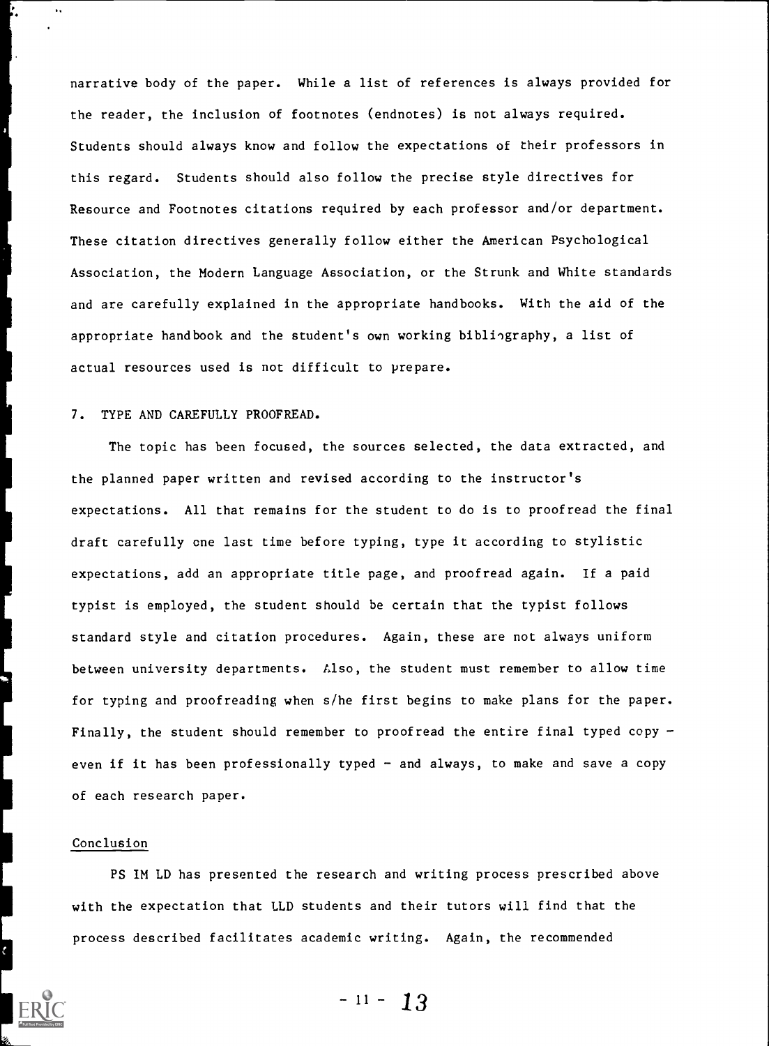narrative body of the paper. While a list of references is always provided for the reader, the inclusion of footnotes (endnotes) is not always required. Students should always know and follow the expectations of their professors in this regard. Students should also follow the precise style directives for Resource and Footnotes citations required by each professor and/or department. These citation directives generally follow either the American Psychological Association, the Modern Language Association, or the Strunk and White standards and are carefully explained in the appropriate handbooks. With the aid of the appropriate handbook and the student's own working bibliography, a list of actual resources used is not difficult to prepare.

7. TYPE AND CAREFULLY PROOFREAD.

The topic has been focused, the sources selected, the data extracted, and the planned paper written and revised according to the instructor's expectations. All that remains for the student to do is to proofread the final draft carefully one last time before typing, type it according to stylistic expectations, add an appropriate title page, and proofread again. If a paid typist is employed, the student should be certain that the typist follows standard style and citation procedures. Again, these are not always uniform between university departments. Also, the student must remember to allow time for typing and proofreading when s/he first begins to make plans for the paper. Finally, the student should remember to proofread the entire final typed copy - even if it has been professionally typed - and always, to make and save a copy of each research paper.

Conclusion

PS IM LD has presented the research and writing process prescribed above with the expectation that LLD students and their tutors will find that the process described facilitates academic writing. Again, the recommended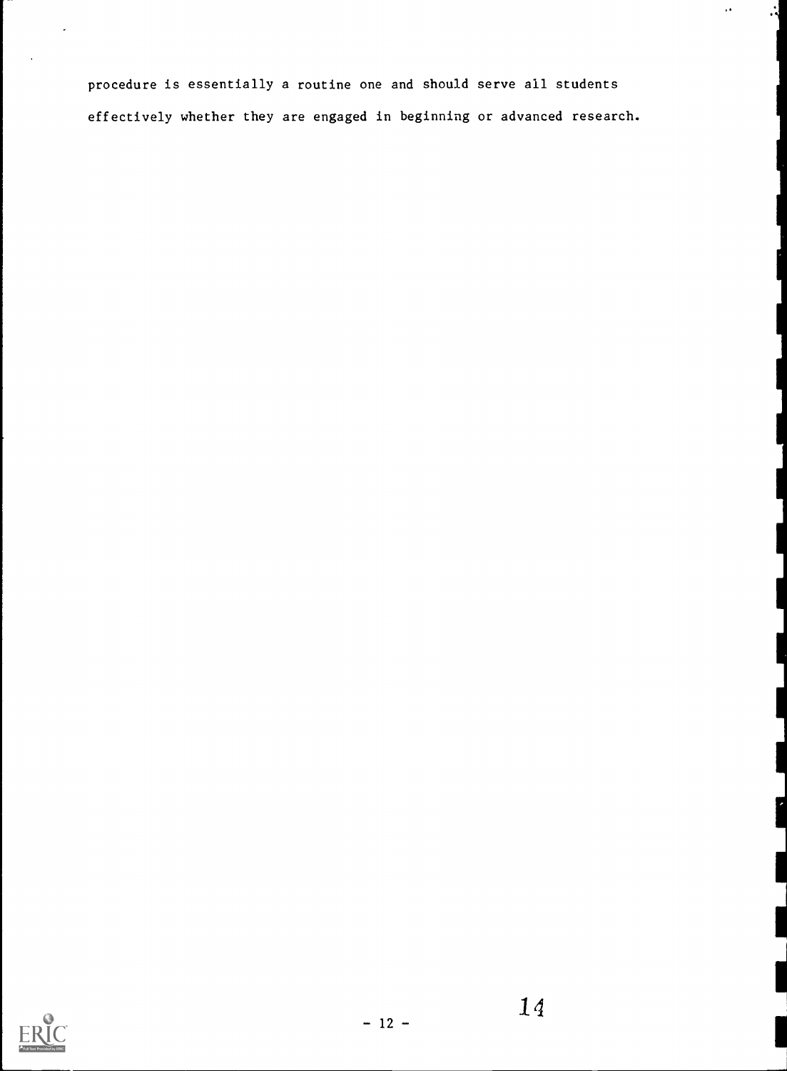procedure is essentially a routine one and should serve all students effectively whether they are engaged in beginning or advanced research.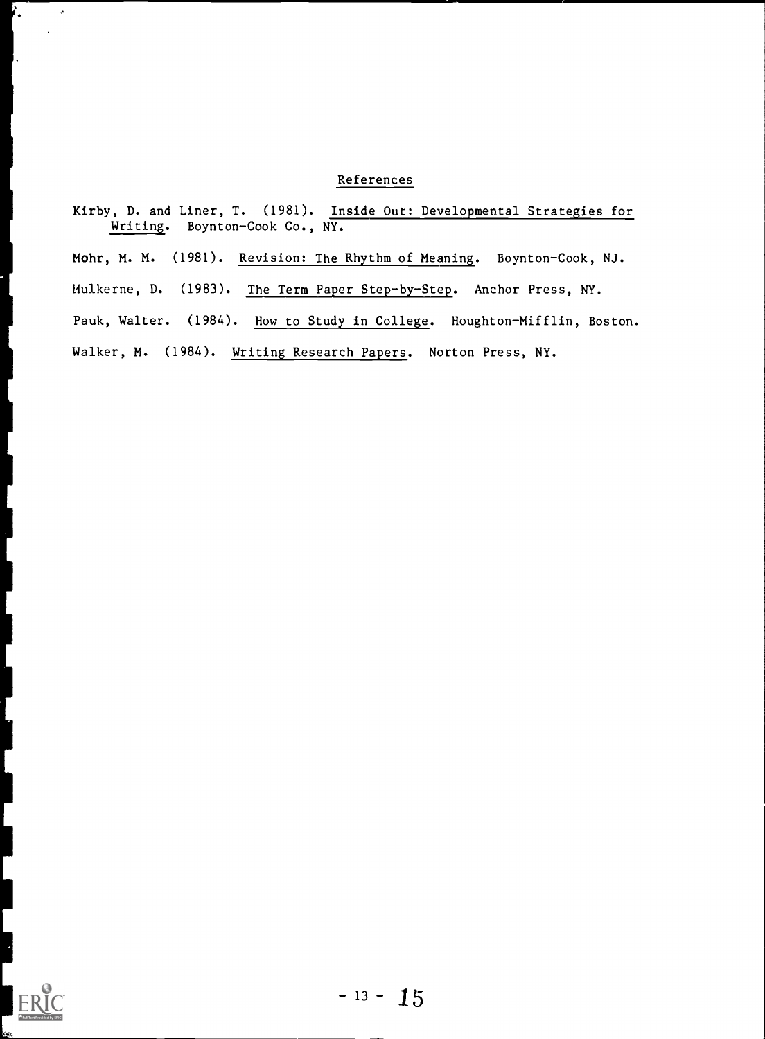## References

Kirby, D. and Liner, T. (1981). Inside Out: Developmental Strategies for Writing. Boynton-Cook Co., NY.

Mohr, M. M. (1981). Revision: The Rhythm of Meaning. Boynton-Cook, NJ.

Mulkerne, D. (1983). The Term Paper Step-by-Step. Anchor Press, NY.

Pauk, Walter. (1984). How to Study in College. Houghton-Mifflin, Boston.

Walker, M. (1984). Writing Research Papers. Norton Press, NY.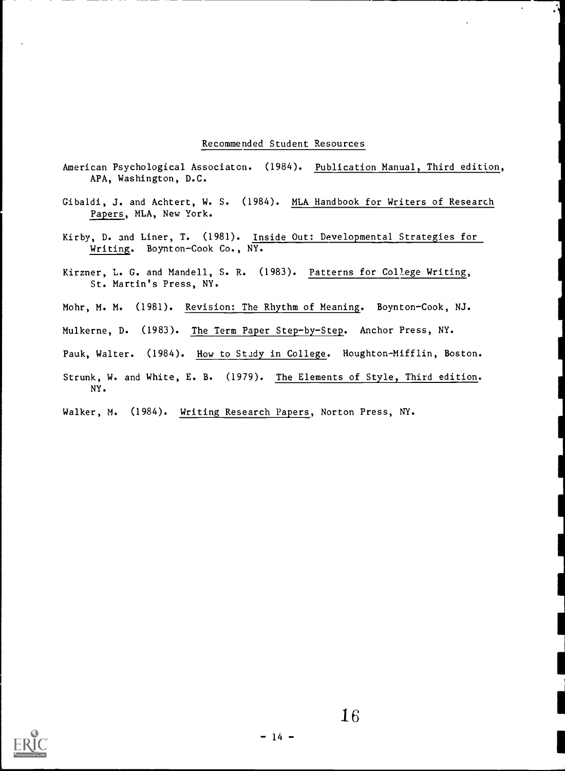## Recommended Student Resources

American Psychological Associaton. (1984). Publication Manual, Third edition, APA, Washington, D.C.

Gibaldi, J. and Achtert, W. S. (1984). MLA Handbook for Writers of Research Papers, MLA, New York.

Kirby, D. and Liner, T. (1981). Inside Out: Developmental Strategies for Writing. Boynton-Cook Co., NY.

Kirzner, L. G. and Mandell, S. R. (1983). Patterns for College Writing, St. Martin's Press, NY.

Mohr, M. M. (1981). Revision: The Rhythm of Meaning. Boynton-Cook, NJ.

Mulkerne, D. (1983). The Term Paper Step-by-Step. Anchor Press, NY.

Pauk, Walter. (1984). How to Study in College. Houghton-Mifflin, Boston.

Strunk, W. and White, E. B. (1979). The Elements of Style, Third edition. NY.

Walker, M. (1984). Writing Research Papers, Norton Press, NY.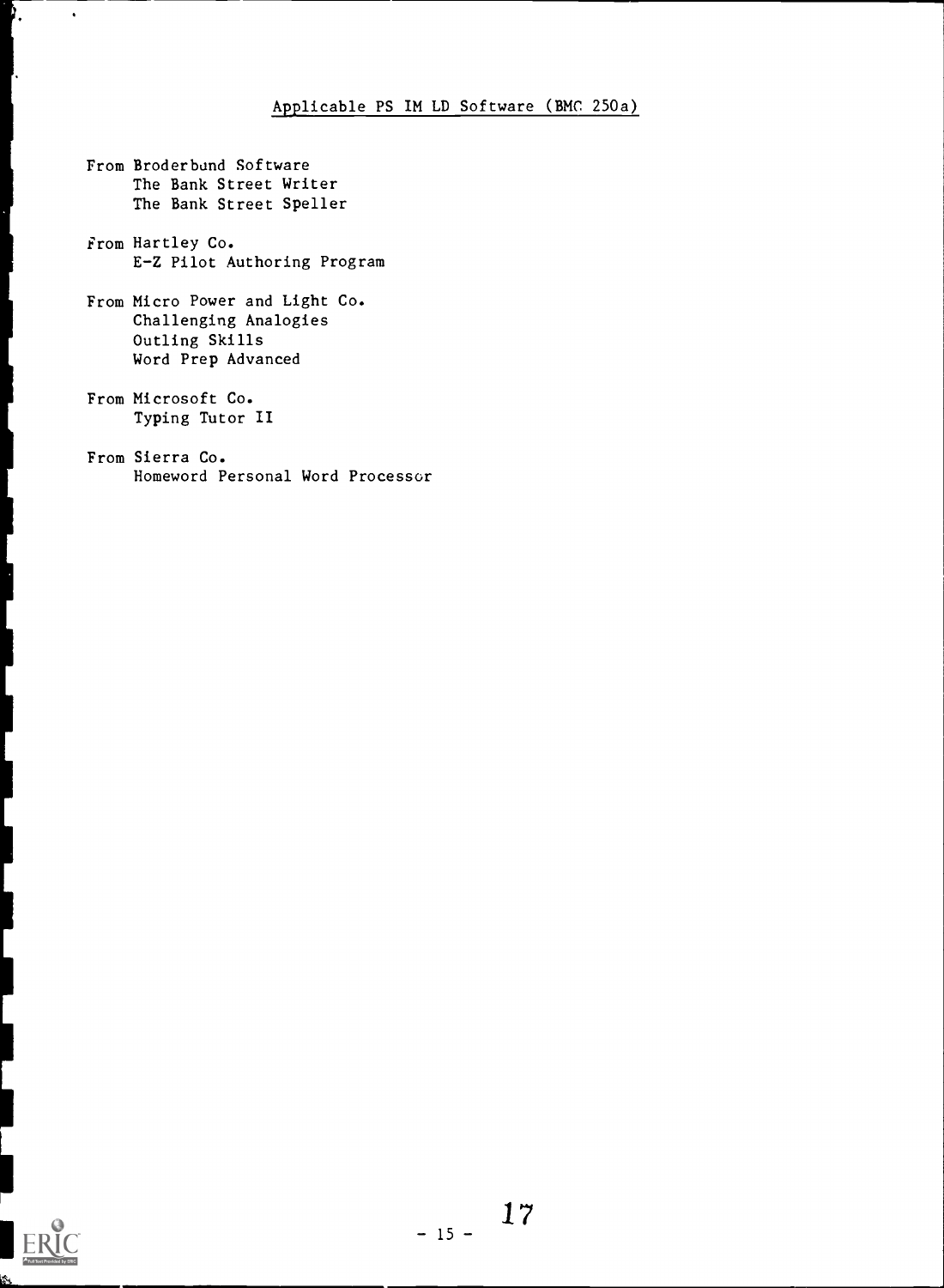## Applicable PS IM LD Software (BMC 250a)

From Broderbund Software
- The Bank Street Writer
- The Bank Street Speller

From Hartley Co.
- E-Z Pilot Authoring Program

From Micro Power and Light Co.
- Challenging Analogies
- Outling Skills
- Word Prep Advanced

From Microsoft Co.
- Typing Tutor II

From Sierra Co.
- Homeword Personal Word Processor